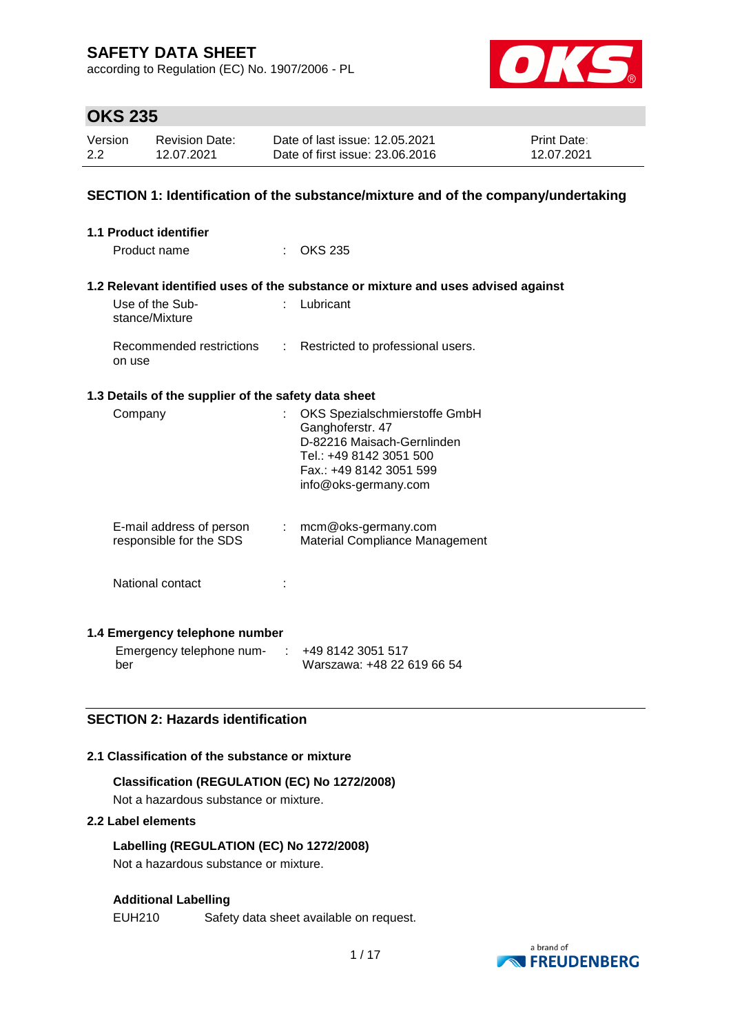# SAFETY DATA SHEET

according to Regulation (EC) No. 1907/2006 - PL

## OKS 235

| Version | Revision Date: | Date of last issue: 12.05.2021 | Print Date: |
|---|---|---|---|
| 2.2 | 12.07.2021 | Date of first issue: 23.06.2016 | 12.07.2021 |

## SECTION 1: Identification of the substance/mixture and of the company/undertaking

### 1.1 Product identifier

Product name : OKS 235

### 1.2 Relevant identified uses of the substance or mixture and uses advised against

Use of the Substance/Mixture : Lubricant

Recommended restrictions on use : Restricted to professional users.

### 1.3 Details of the supplier of the safety data sheet

Company : OKS Spezialschmierstoffe GmbH
Ganghoferstr. 47
D-82216 Maisach-Gernlinden
Tel.: +49 8142 3051 500
Fax.: +49 8142 3051 599
info@oks-germany.com

E-mail address of person responsible for the SDS : mcm@oks-germany.com
Material Compliance Management

National contact :

### 1.4 Emergency telephone number

Emergency telephone number : +49 8142 3051 517
Warszawa: +48 22 619 66 54

## SECTION 2: Hazards identification

### 2.1 Classification of the substance or mixture

**Classification (REGULATION (EC) No 1272/2008)**

Not a hazardous substance or mixture.

### 2.2 Label elements

**Labelling (REGULATION (EC) No 1272/2008)**

Not a hazardous substance or mixture.

**Additional Labelling**

EUH210 Safety data sheet available on request.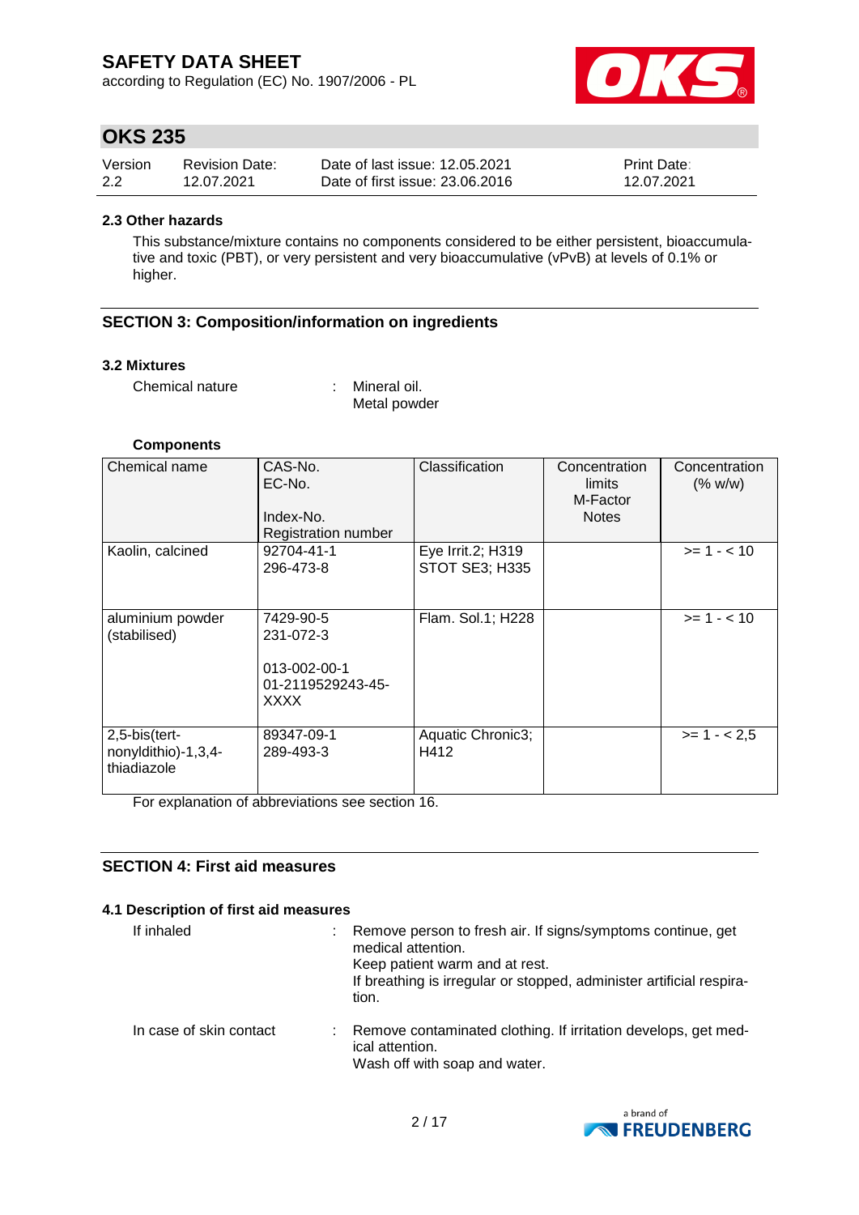#### 2.3 Other hazards

This substance/mixture contains no components considered to be either persistent, bioaccumulative and toxic (PBT), or very persistent and very bioaccumulative (vPvB) at levels of 0.1% or higher.

## SECTION 3: Composition/information on ingredients

#### 3.2 Mixtures

Chemical nature : Mineral oil.
Metal powder

**Components**

| Chemical name | CAS-No.<br>EC-No.<br><br>Index-No.<br>Registration number | Classification | Concentration limits<br>M-Factor<br>Notes | Concentration (% w/w) |
|---|---|---|---|---|
| Kaolin, calcined | 92704-41-1<br>296-473-8 | Eye Irrit.2; H319<br>STOT SE3; H335 | | >= 1 - < 10 |
| aluminium powder (stabilised) | 7429-90-5<br>231-072-3<br><br>013-002-00-1<br>01-2119529243-45-XXXX | Flam. Sol.1; H228 | | >= 1 - < 10 |
| 2,5-bis(tert-nonyldithio)-1,3,4-thiadiazole | 89347-09-1<br>289-493-3 | Aquatic Chronic3; H412 | | >= 1 - < 2,5 |

For explanation of abbreviations see section 16.

## SECTION 4: First aid measures

#### 4.1 Description of first aid measures

If inhaled : Remove person to fresh air. If signs/symptoms continue, get medical attention.
Keep patient warm and at rest.
If breathing is irregular or stopped, administer artificial respiration.

In case of skin contact : Remove contaminated clothing. If irritation develops, get medical attention.
Wash off with soap and water.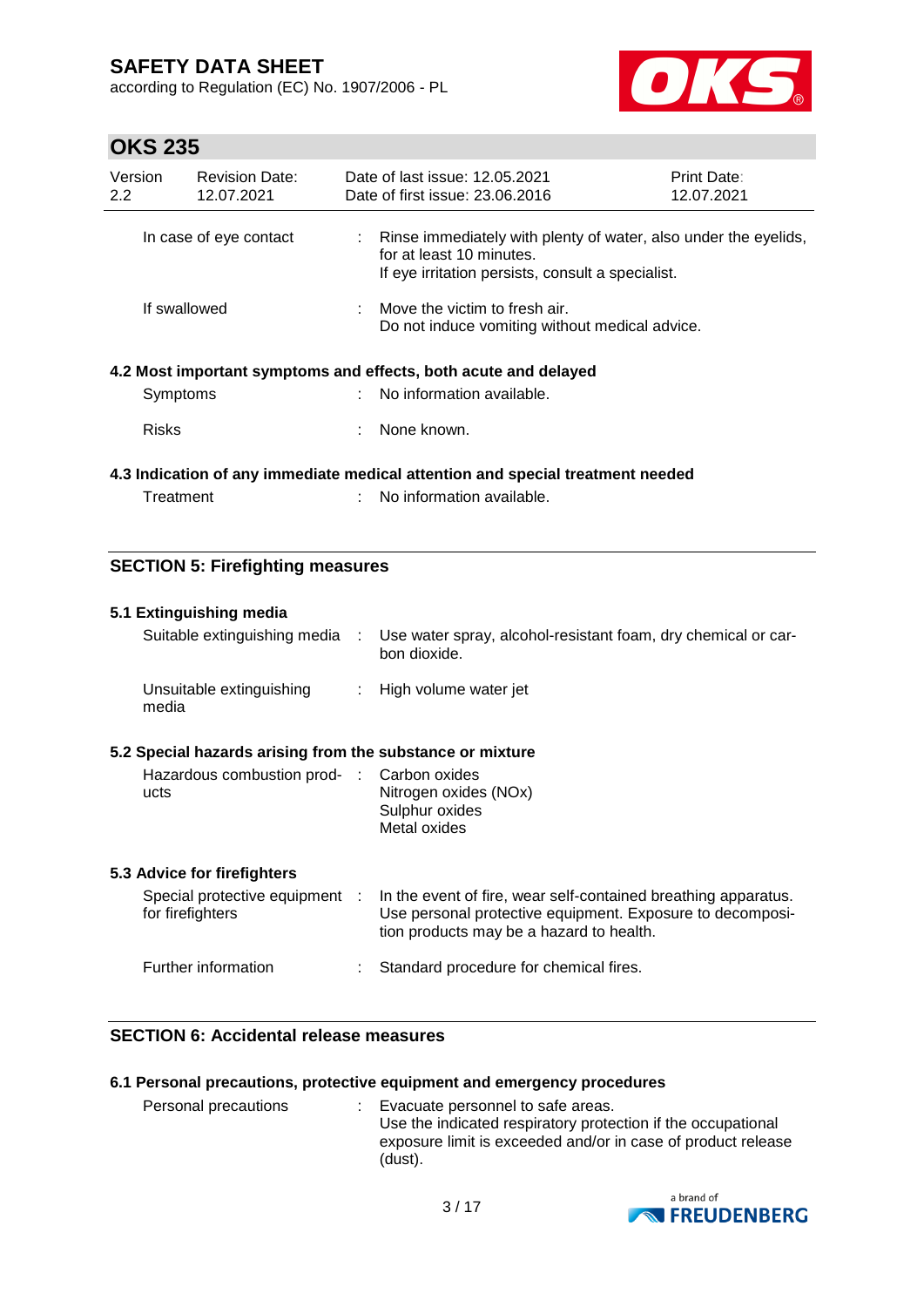| | | |
|---|---|---|
| In case of eye contact | : | Rinse immediately with plenty of water, also under the eyelids, for at least 10 minutes.<br>If eye irritation persists, consult a specialist. |
| If swallowed | : | Move the victim to fresh air.<br>Do not induce vomiting without medical advice. |

### 4.2 Most important symptoms and effects, both acute and delayed

| | | |
|---|---|---|
| Symptoms | : | No information available. |
| Risks | : | None known. |

### 4.3 Indication of any immediate medical attention and special treatment needed

| | | |
|---|---|---|
| Treatment | : | No information available. |

## SECTION 5: Firefighting measures

### 5.1 Extinguishing media

| | | |
|---|---|---|
| Suitable extinguishing media | : | Use water spray, alcohol-resistant foam, dry chemical or carbon dioxide. |
| Unsuitable extinguishing media | : | High volume water jet |

### 5.2 Special hazards arising from the substance or mixture

| | | |
|---|---|---|
| Hazardous combustion products | : | Carbon oxides<br>Nitrogen oxides (NOx)<br>Sulphur oxides<br>Metal oxides |

### 5.3 Advice for firefighters

| | | |
|---|---|---|
| Special protective equipment for firefighters | : | In the event of fire, wear self-contained breathing apparatus.<br>Use personal protective equipment. Exposure to decomposition products may be a hazard to health. |
| Further information | : | Standard procedure for chemical fires. |

## SECTION 6: Accidental release measures

### 6.1 Personal precautions, protective equipment and emergency procedures

| | | |
|---|---|---|
| Personal precautions | : | Evacuate personnel to safe areas.<br>Use the indicated respiratory protection if the occupational exposure limit is exceeded and/or in case of product release (dust). |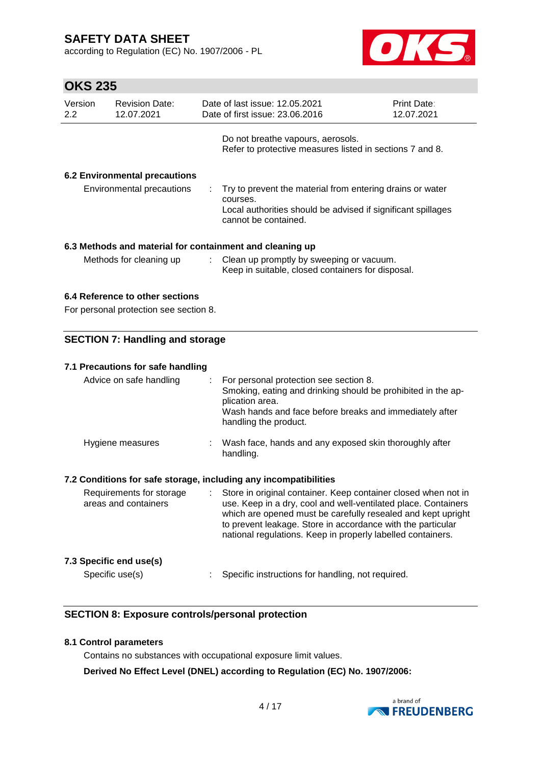Do not breathe vapours, aerosols.
Refer to protective measures listed in sections 7 and 8.

### 6.2 Environmental precautions

| | | |
|---|---|---|
| Environmental precautions | : | Try to prevent the material from entering drains or water courses. Local authorities should be advised if significant spillages cannot be contained. |

### 6.3 Methods and material for containment and cleaning up

| | | |
|---|---|---|
| Methods for cleaning up | : | Clean up promptly by sweeping or vacuum. Keep in suitable, closed containers for disposal. |

### 6.4 Reference to other sections

For personal protection see section 8.

## SECTION 7: Handling and storage

### 7.1 Precautions for safe handling

| | | |
|---|---|---|
| Advice on safe handling | : | For personal protection see section 8. Smoking, eating and drinking should be prohibited in the application area. Wash hands and face before breaks and immediately after handling the product. |
| Hygiene measures | : | Wash face, hands and any exposed skin thoroughly after handling. |

### 7.2 Conditions for safe storage, including any incompatibilities

| | | |
|---|---|---|
| Requirements for storage areas and containers | : | Store in original container. Keep container closed when not in use. Keep in a dry, cool and well-ventilated place. Containers which are opened must be carefully resealed and kept upright to prevent leakage. Store in accordance with the particular national regulations. Keep in properly labelled containers. |

### 7.3 Specific end use(s)

| | | |
|---|---|---|
| Specific use(s) | : | Specific instructions for handling, not required. |

## SECTION 8: Exposure controls/personal protection

### 8.1 Control parameters

Contains no substances with occupational exposure limit values.

**Derived No Effect Level (DNEL) according to Regulation (EC) No. 1907/2006:**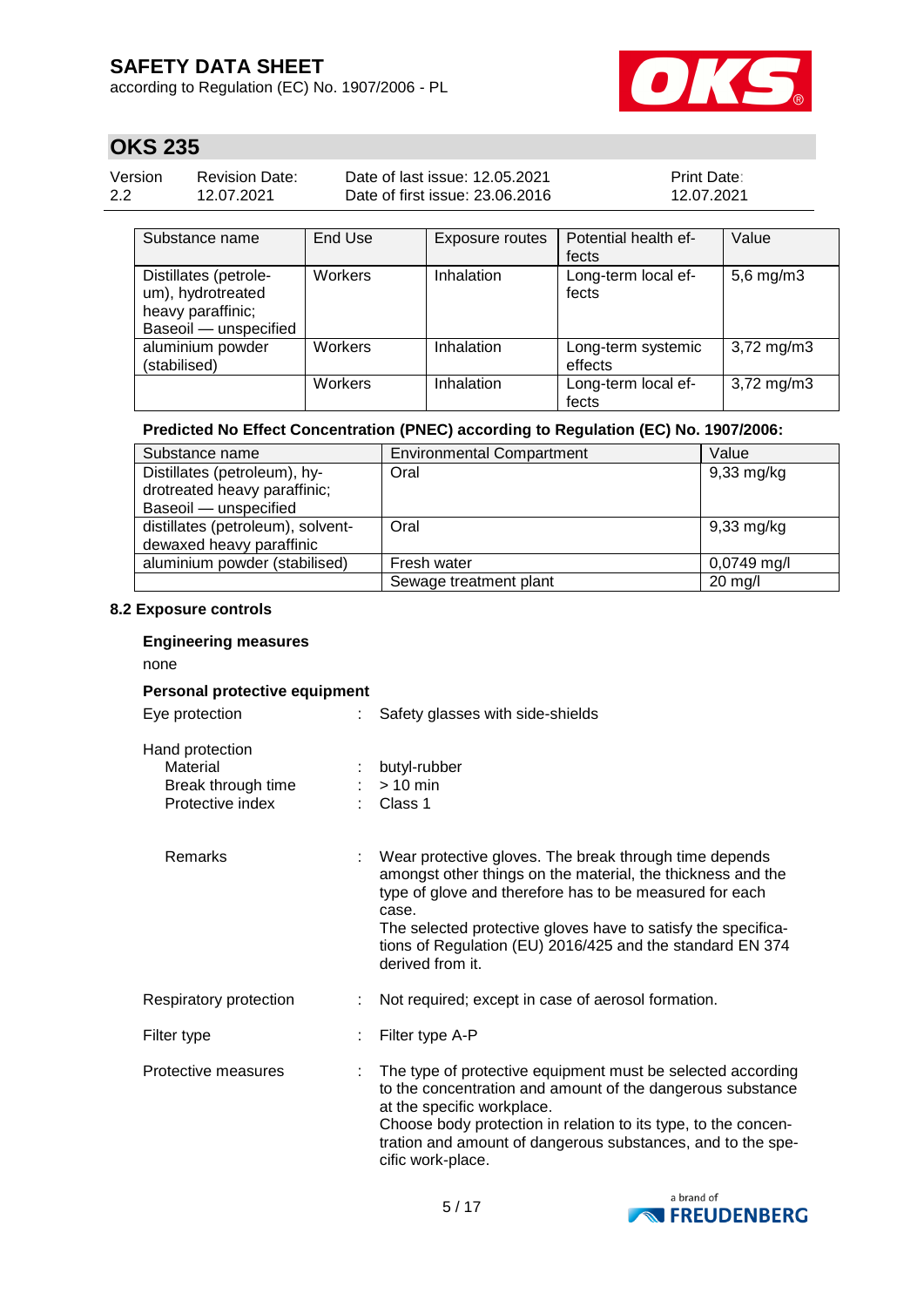| Substance name | End Use | Exposure routes | Potential health effects | Value |
|---|---|---|---|---|
| Distillates (petroleum), hydrotreated heavy paraffinic; Baseoil — unspecified | Workers | Inhalation | Long-term local effects | 5,6 mg/m3 |
| aluminium powder (stabilised) | Workers | Inhalation | Long-term systemic effects | 3,72 mg/m3 |
| | Workers | Inhalation | Long-term local effects | 3,72 mg/m3 |

**Predicted No Effect Concentration (PNEC) according to Regulation (EC) No. 1907/2006:**

| Substance name | Environmental Compartment | Value |
|---|---|---|
| Distillates (petroleum), hydrotreated heavy paraffinic; Baseoil — unspecified | Oral | 9,33 mg/kg |
| distillates (petroleum), solvent-dewaxed heavy paraffinic | Oral | 9,33 mg/kg |
| aluminium powder (stabilised) | Fresh water | 0,0749 mg/l |
| | Sewage treatment plant | 20 mg/l |

### 8.2 Exposure controls

**Engineering measures**

none

**Personal protective equipment**

Eye protection : Safety glasses with side-shields

Hand protection
- Material : butyl-rubber
- Break through time : > 10 min
- Protective index : Class 1

- Remarks : Wear protective gloves. The break through time depends amongst other things on the material, the thickness and the type of glove and therefore has to be measured for each case.
The selected protective gloves have to satisfy the specifications of Regulation (EU) 2016/425 and the standard EN 374 derived from it.

Respiratory protection : Not required; except in case of aerosol formation.

Filter type : Filter type A-P

Protective measures : The type of protective equipment must be selected according to the concentration and amount of the dangerous substance at the specific workplace.
Choose body protection in relation to its type, to the concentration and amount of dangerous substances, and to the specific work-place.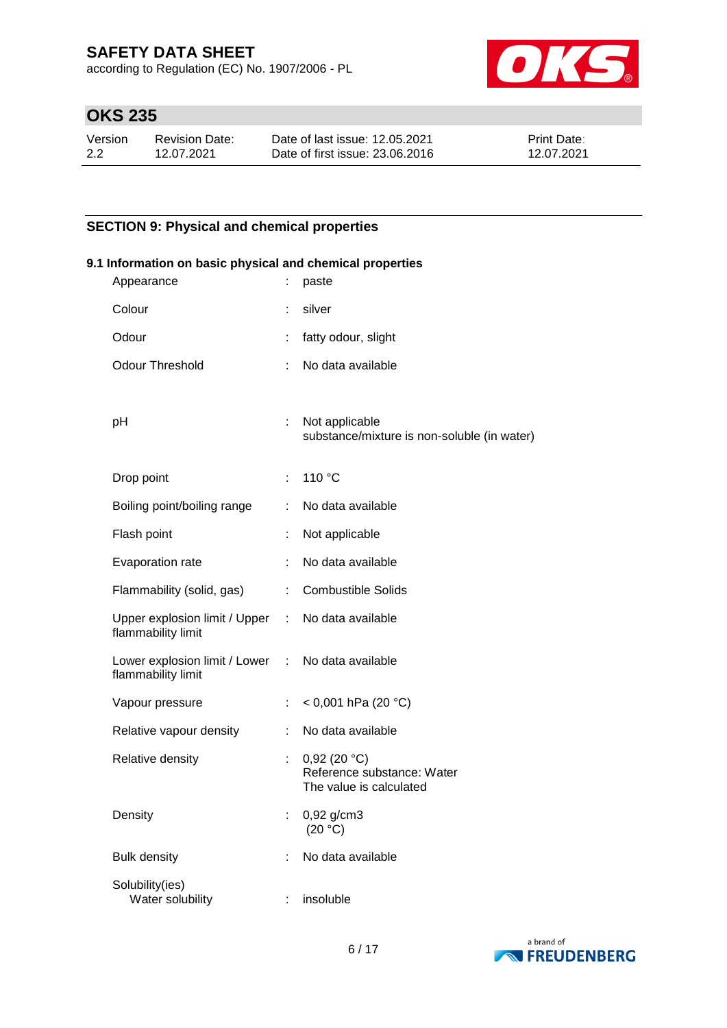## SECTION 9: Physical and chemical properties

### 9.1 Information on basic physical and chemical properties

| Property | | Value |
|---|---|---|
| Appearance | : | paste |
| Colour | : | silver |
| Odour | : | fatty odour, slight |
| Odour Threshold | : | No data available |
| pH | : | Not applicable<br>substance/mixture is non-soluble (in water) |
| Drop point | : | 110 °C |
| Boiling point/boiling range | : | No data available |
| Flash point | : | Not applicable |
| Evaporation rate | : | No data available |
| Flammability (solid, gas) | : | Combustible Solids |
| Upper explosion limit / Upper flammability limit | : | No data available |
| Lower explosion limit / Lower flammability limit | : | No data available |
| Vapour pressure | : | < 0,001 hPa (20 °C) |
| Relative vapour density | : | No data available |
| Relative density | : | 0,92 (20 °C)<br>Reference substance: Water<br>The value is calculated |
| Density | : | 0,92 g/cm3<br>(20 °C) |
| Bulk density | : | No data available |
| Solubility(ies)<br>Water solubility | : | insoluble |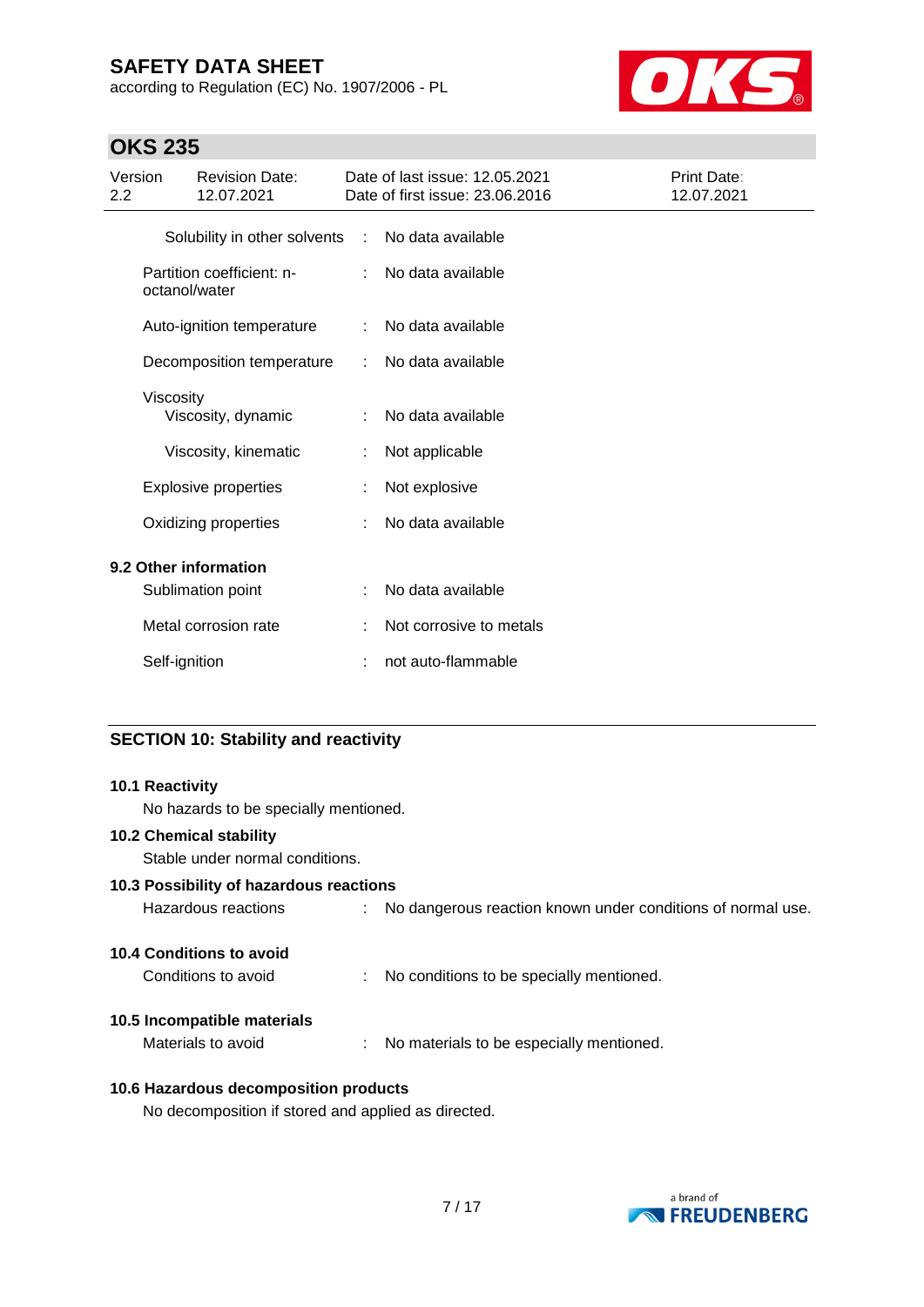| | | |
|---|---|---|
| Solubility in other solvents | : | No data available |
| Partition coefficient: n-octanol/water | : | No data available |
| Auto-ignition temperature | : | No data available |
| Decomposition temperature | : | No data available |
| Viscosity | | |
| Viscosity, dynamic | : | No data available |
| Viscosity, kinematic | : | Not applicable |
| Explosive properties | : | Not explosive |
| Oxidizing properties | : | No data available |

**9.2 Other information**

| | | |
|---|---|---|
| Sublimation point | : | No data available |
| Metal corrosion rate | : | Not corrosive to metals |
| Self-ignition | : | not auto-flammable |

## SECTION 10: Stability and reactivity

**10.1 Reactivity**

No hazards to be specially mentioned.

**10.2 Chemical stability**

Stable under normal conditions.

**10.3 Possibility of hazardous reactions**

Hazardous reactions : No dangerous reaction known under conditions of normal use.

**10.4 Conditions to avoid**

Conditions to avoid : No conditions to be specially mentioned.

**10.5 Incompatible materials**

Materials to avoid : No materials to be especially mentioned.

**10.6 Hazardous decomposition products**

No decomposition if stored and applied as directed.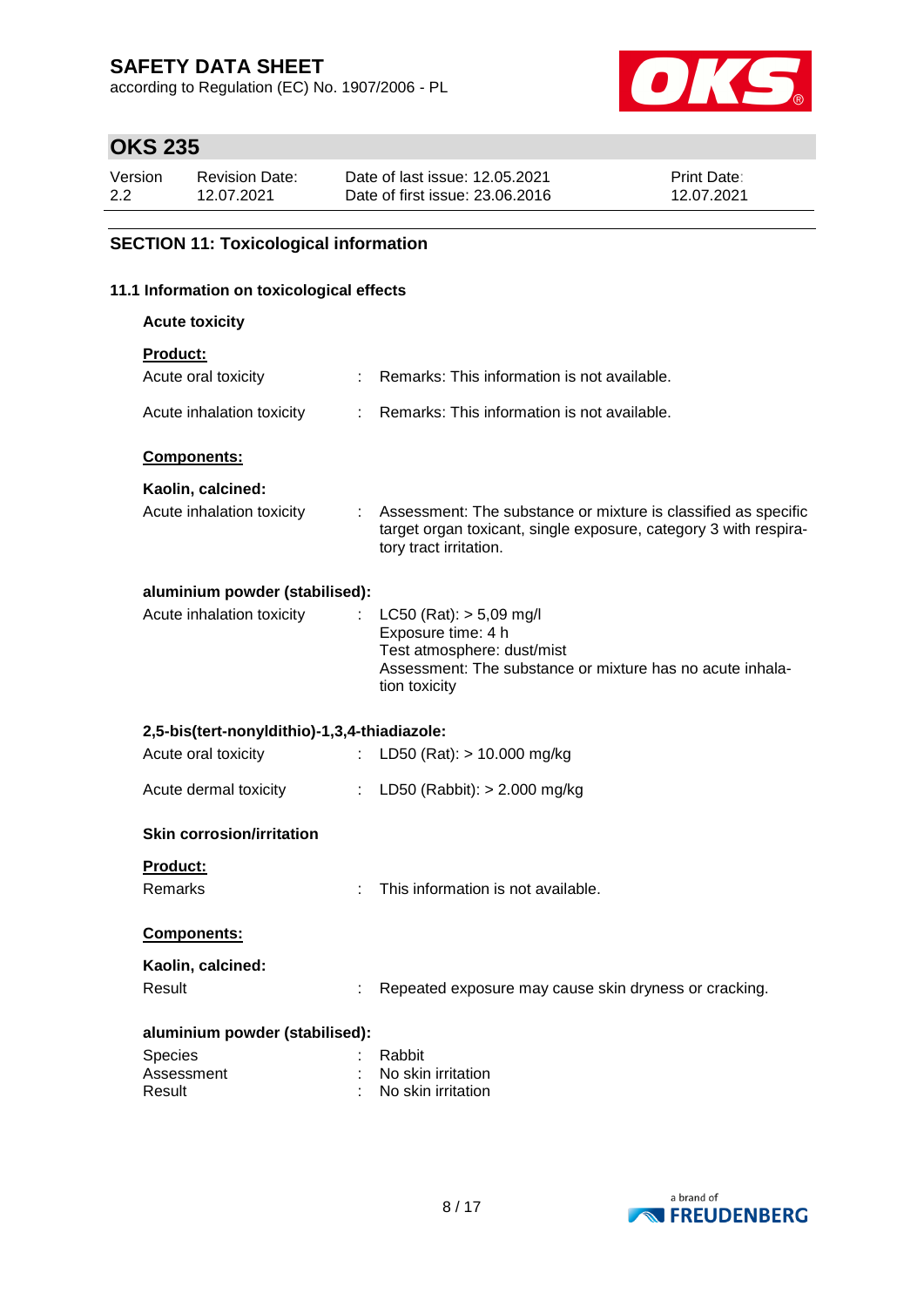## SECTION 11: Toxicological information

### 11.1 Information on toxicological effects

**Acute toxicity**

**Product:**

Acute oral toxicity : Remarks: This information is not available.

Acute inhalation toxicity : Remarks: This information is not available.

**Components:**

**Kaolin, calcined:**

Acute inhalation toxicity : Assessment: The substance or mixture is classified as specific target organ toxicant, single exposure, category 3 with respiratory tract irritation.

**aluminium powder (stabilised):**

Acute inhalation toxicity : LC50 (Rat): > 5,09 mg/l
Exposure time: 4 h
Test atmosphere: dust/mist
Assessment: The substance or mixture has no acute inhalation toxicity

**2,5-bis(tert-nonyldithio)-1,3,4-thiadiazole:**

Acute oral toxicity : LD50 (Rat): > 10.000 mg/kg

Acute dermal toxicity : LD50 (Rabbit): > 2.000 mg/kg

**Skin corrosion/irritation**

**Product:**

Remarks : This information is not available.

**Components:**

**Kaolin, calcined:**

Result : Repeated exposure may cause skin dryness or cracking.

**aluminium powder (stabilised):**

Species : Rabbit
Assessment : No skin irritation
Result : No skin irritation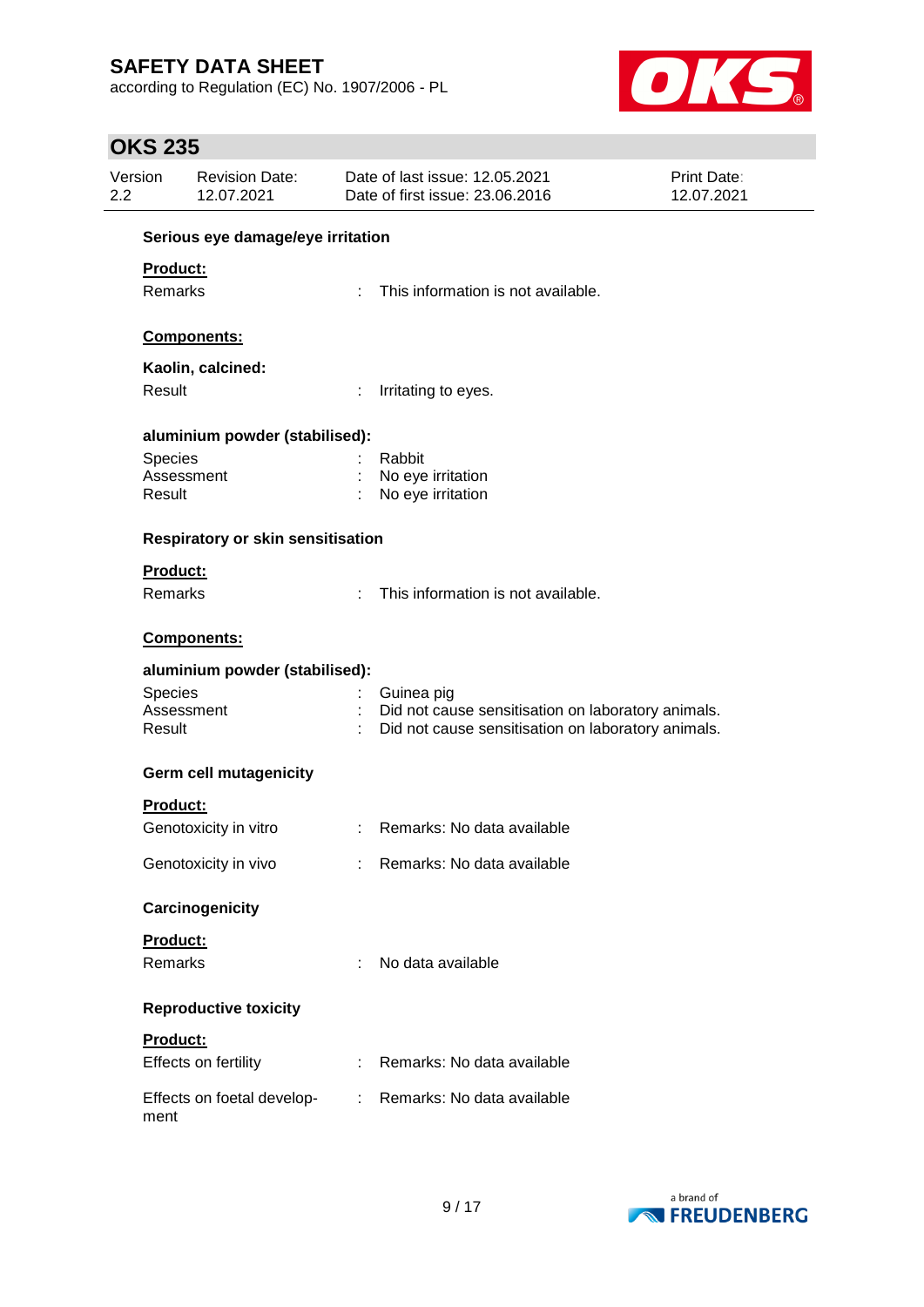### Serious eye damage/eye irritation

**Product:**

Remarks : This information is not available.

**Components:**

**Kaolin, calcined:**

Result : Irritating to eyes.

**aluminium powder (stabilised):**

Species : Rabbit
Assessment : No eye irritation
Result : No eye irritation

### Respiratory or skin sensitisation

**Product:**

Remarks : This information is not available.

**Components:**

**aluminium powder (stabilised):**

Species : Guinea pig
Assessment : Did not cause sensitisation on laboratory animals.
Result : Did not cause sensitisation on laboratory animals.

### Germ cell mutagenicity

**Product:**

Genotoxicity in vitro : Remarks: No data available

Genotoxicity in vivo : Remarks: No data available

### Carcinogenicity

**Product:**

Remarks : No data available

### Reproductive toxicity

**Product:**

Effects on fertility : Remarks: No data available

Effects on foetal development : Remarks: No data available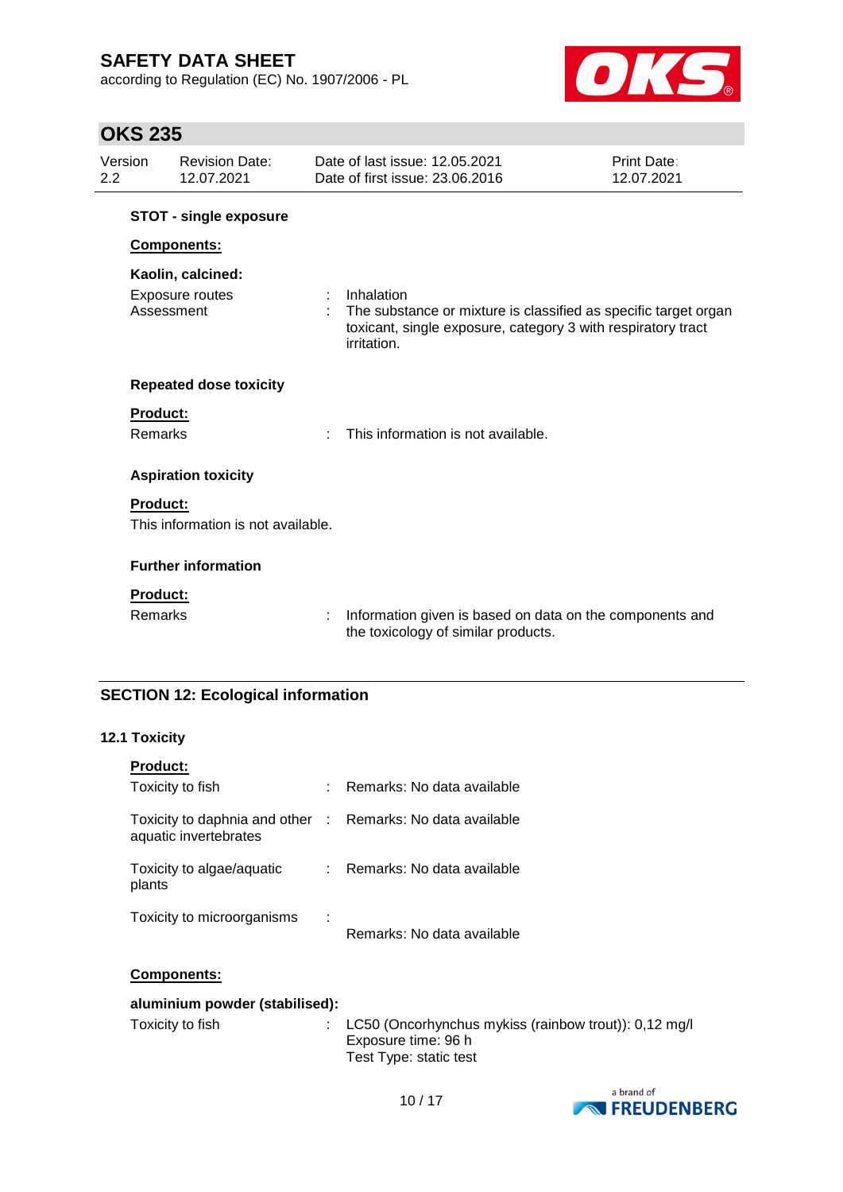**STOT - single exposure**

**Components:**

**Kaolin, calcined:**

| | | |
|---|---|---|
| Exposure routes | : | Inhalation |
| Assessment | : | The substance or mixture is classified as specific target organ toxicant, single exposure, category 3 with respiratory tract irritation. |

**Repeated dose toxicity**

**Product:**

| | | |
|---|---|---|
| Remarks | : | This information is not available. |

**Aspiration toxicity**

**Product:**

This information is not available.

**Further information**

**Product:**

| | | |
|---|---|---|
| Remarks | : | Information given is based on data on the components and the toxicology of similar products. |

## SECTION 12: Ecological information

### 12.1 Toxicity

**Product:**

| | | |
|---|---|---|
| Toxicity to fish | : | Remarks: No data available |
| Toxicity to daphnia and other aquatic invertebrates | : | Remarks: No data available |
| Toxicity to algae/aquatic plants | : | Remarks: No data available |
| Toxicity to microorganisms | : | Remarks: No data available |

**Components:**

**aluminium powder (stabilised):**

| | | |
|---|---|---|
| Toxicity to fish | : | LC50 (Oncorhynchus mykiss (rainbow trout)): 0,12 mg/l<br>Exposure time: 96 h<br>Test Type: static test |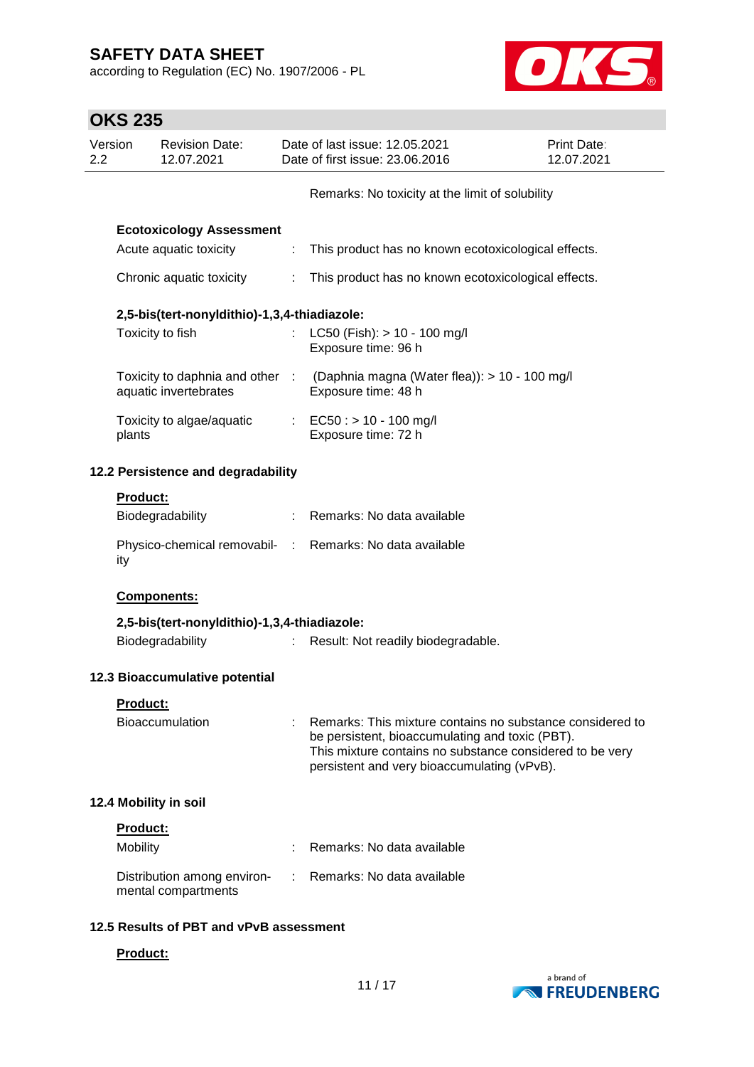Remarks: No toxicity at the limit of solubility

**Ecotoxicology Assessment**

| | | |
|---|---|---|
| Acute aquatic toxicity | : | This product has no known ecotoxicological effects. |
| Chronic aquatic toxicity | : | This product has no known ecotoxicological effects. |

**2,5-bis(tert-nonyldithio)-1,3,4-thiadiazole:**

| | | |
|---|---|---|
| Toxicity to fish | : | LC50 (Fish): > 10 - 100 mg/l<br>Exposure time: 96 h |
| Toxicity to daphnia and other aquatic invertebrates | : | (Daphnia magna (Water flea)): > 10 - 100 mg/l<br>Exposure time: 48 h |
| Toxicity to algae/aquatic plants | : | EC50 : > 10 - 100 mg/l<br>Exposure time: 72 h |

## 12.2 Persistence and degradability

**Product:**

| | | |
|---|---|---|
| Biodegradability | : | Remarks: No data available |
| Physico-chemical removability | : | Remarks: No data available |

**Components:**

**2,5-bis(tert-nonyldithio)-1,3,4-thiadiazole:**

| | | |
|---|---|---|
| Biodegradability | : | Result: Not readily biodegradable. |

## 12.3 Bioaccumulative potential

**Product:**

| | | |
|---|---|---|
| Bioaccumulation | : | Remarks: This mixture contains no substance considered to be persistent, bioaccumulating and toxic (PBT).<br>This mixture contains no substance considered to be very persistent and very bioaccumulating (vPvB). |

## 12.4 Mobility in soil

**Product:**

| | | |
|---|---|---|
| Mobility | : | Remarks: No data available |
| Distribution among environmental compartments | : | Remarks: No data available |

## 12.5 Results of PBT and vPvB assessment

**Product:**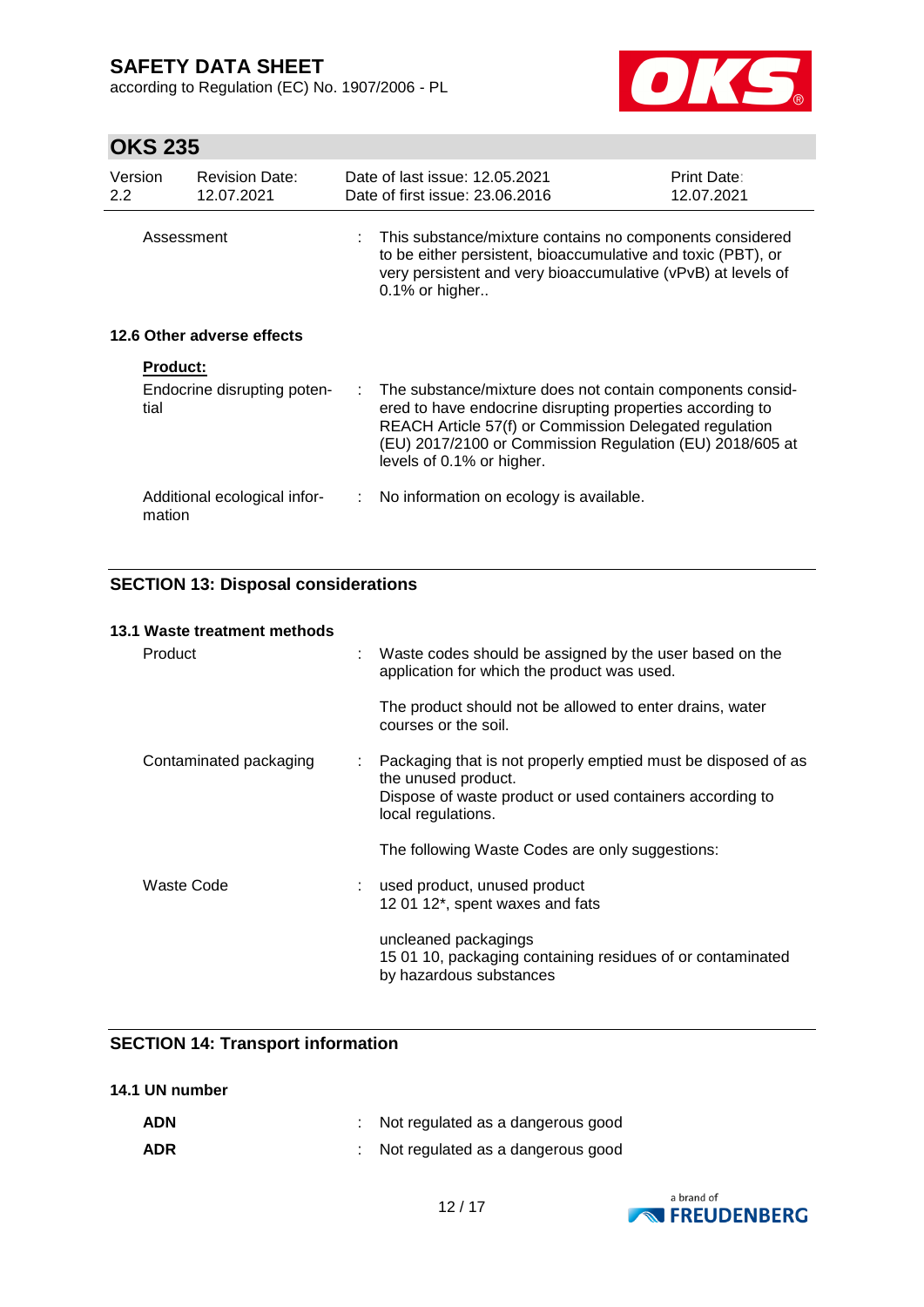Assessment : This substance/mixture contains no components considered to be either persistent, bioaccumulative and toxic (PBT), or very persistent and very bioaccumulative (vPvB) at levels of 0.1% or higher..

### 12.6 Other adverse effects

**Product:**

Endocrine disrupting potential : The substance/mixture does not contain components considered to have endocrine disrupting properties according to REACH Article 57(f) or Commission Delegated regulation (EU) 2017/2100 or Commission Regulation (EU) 2018/605 at levels of 0.1% or higher.

Additional ecological information : No information on ecology is available.

## SECTION 13: Disposal considerations

### 13.1 Waste treatment methods

Product : Waste codes should be assigned by the user based on the application for which the product was used.

The product should not be allowed to enter drains, water courses or the soil.

Contaminated packaging : Packaging that is not properly emptied must be disposed of as the unused product.
Dispose of waste product or used containers according to local regulations.

The following Waste Codes are only suggestions:

Waste Code : used product, unused product
12 01 12*, spent waxes and fats

uncleaned packagings
15 01 10, packaging containing residues of or contaminated by hazardous substances

## SECTION 14: Transport information

### 14.1 UN number

**ADN** : Not regulated as a dangerous good

**ADR** : Not regulated as a dangerous good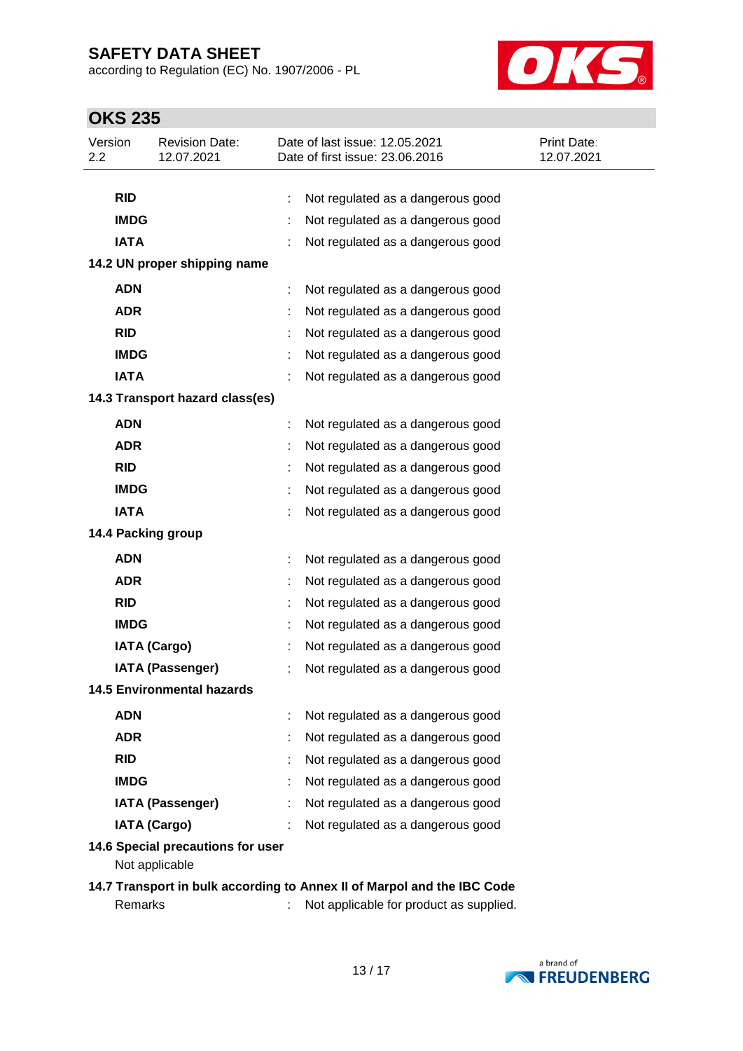| | | |
|---|---|---|
| **RID** | : | Not regulated as a dangerous good |
| **IMDG** | : | Not regulated as a dangerous good |
| **IATA** | : | Not regulated as a dangerous good |

**14.2 UN proper shipping name**

| | | |
|---|---|---|
| **ADN** | : | Not regulated as a dangerous good |
| **ADR** | : | Not regulated as a dangerous good |
| **RID** | : | Not regulated as a dangerous good |
| **IMDG** | : | Not regulated as a dangerous good |
| **IATA** | : | Not regulated as a dangerous good |

**14.3 Transport hazard class(es)**

| | | |
|---|---|---|
| **ADN** | : | Not regulated as a dangerous good |
| **ADR** | : | Not regulated as a dangerous good |
| **RID** | : | Not regulated as a dangerous good |
| **IMDG** | : | Not regulated as a dangerous good |
| **IATA** | : | Not regulated as a dangerous good |

**14.4 Packing group**

| | | |
|---|---|---|
| **ADN** | : | Not regulated as a dangerous good |
| **ADR** | : | Not regulated as a dangerous good |
| **RID** | : | Not regulated as a dangerous good |
| **IMDG** | : | Not regulated as a dangerous good |
| **IATA (Cargo)** | : | Not regulated as a dangerous good |
| **IATA (Passenger)** | : | Not regulated as a dangerous good |

**14.5 Environmental hazards**

| | | |
|---|---|---|
| **ADN** | : | Not regulated as a dangerous good |
| **ADR** | : | Not regulated as a dangerous good |
| **RID** | : | Not regulated as a dangerous good |
| **IMDG** | : | Not regulated as a dangerous good |
| **IATA (Passenger)** | : | Not regulated as a dangerous good |
| **IATA (Cargo)** | : | Not regulated as a dangerous good |

**14.6 Special precautions for user**

Not applicable

**14.7 Transport in bulk according to Annex II of Marpol and the IBC Code**

| | | |
|---|---|---|
| Remarks | : | Not applicable for product as supplied. |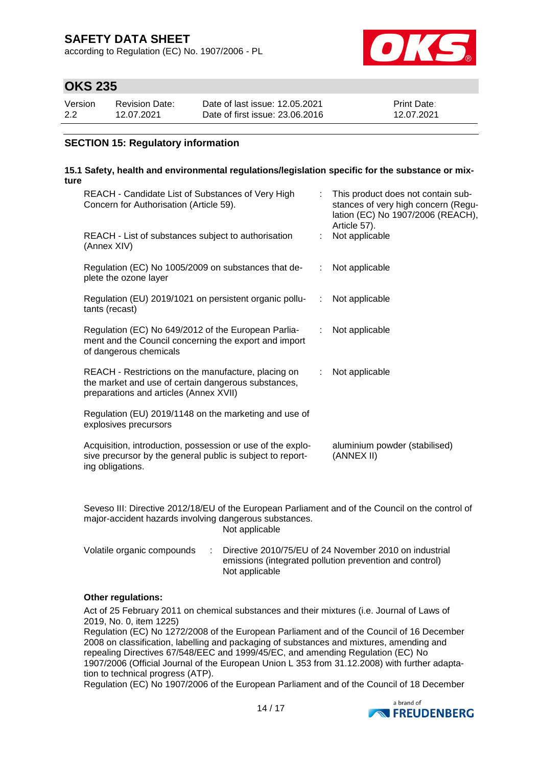## SECTION 15: Regulatory information

### 15.1 Safety, health and environmental regulations/legislation specific for the substance or mixture

| | | |
|---|---|---|
| REACH - Candidate List of Substances of Very High Concern for Authorisation (Article 59). | : | This product does not contain substances of very high concern (Regulation (EC) No 1907/2006 (REACH), Article 57). |
| REACH - List of substances subject to authorisation (Annex XIV) | : | Not applicable |
| Regulation (EC) No 1005/2009 on substances that deplete the ozone layer | : | Not applicable |
| Regulation (EU) 2019/1021 on persistent organic pollutants (recast) | : | Not applicable |
| Regulation (EC) No 649/2012 of the European Parliament and the Council concerning the export and import of dangerous chemicals | : | Not applicable |
| REACH - Restrictions on the manufacture, placing on the market and use of certain dangerous substances, preparations and articles (Annex XVII) | : | Not applicable |
| Regulation (EU) 2019/1148 on the marketing and use of explosives precursors | | |
| Acquisition, introduction, possession or use of the explosive precursor by the general public is subject to reporting obligations. | | aluminium powder (stabilised) (ANNEX II) |

Seveso III: Directive 2012/18/EU of the European Parliament and of the Council on the control of major-accident hazards involving dangerous substances.
Not applicable

Volatile organic compounds : Directive 2010/75/EU of 24 November 2010 on industrial emissions (integrated pollution prevention and control)
Not applicable

**Other regulations:**

Act of 25 February 2011 on chemical substances and their mixtures (i.e. Journal of Laws of 2019, No. 0, item 1225)
Regulation (EC) No 1272/2008 of the European Parliament and of the Council of 16 December 2008 on classification, labelling and packaging of substances and mixtures, amending and repealing Directives 67/548/EEC and 1999/45/EC, and amending Regulation (EC) No 1907/2006 (Official Journal of the European Union L 353 from 31.12.2008) with further adaptation to technical progress (ATP).
Regulation (EC) No 1907/2006 of the European Parliament and of the Council of 18 December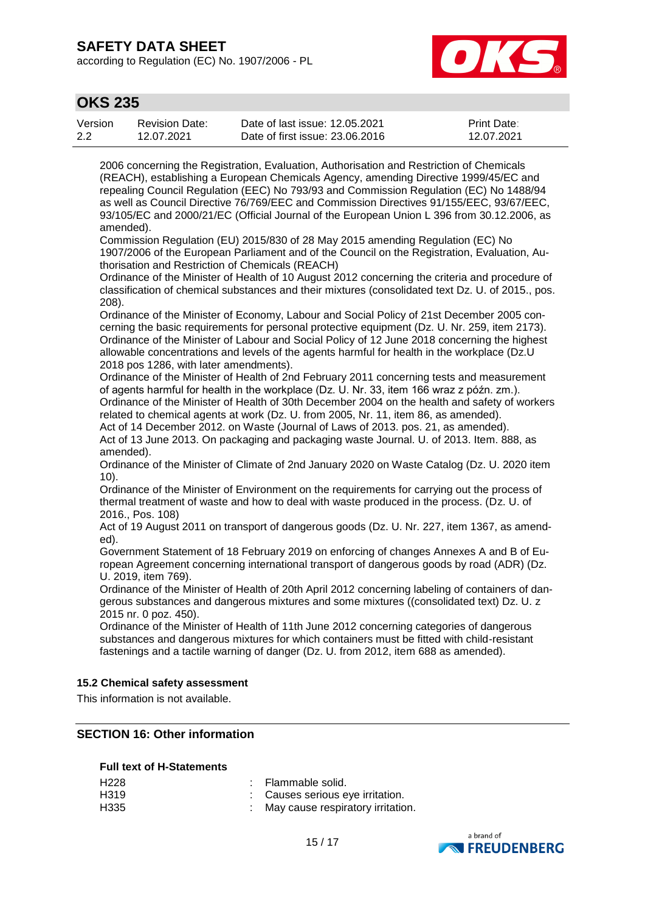2006 concerning the Registration, Evaluation, Authorisation and Restriction of Chemicals (REACH), establishing a European Chemicals Agency, amending Directive 1999/45/EC and repealing Council Regulation (EEC) No 793/93 and Commission Regulation (EC) No 1488/94 as well as Council Directive 76/769/EEC and Commission Directives 91/155/EEC, 93/67/EEC, 93/105/EC and 2000/21/EC (Official Journal of the European Union L 396 from 30.12.2006, as amended).
Commission Regulation (EU) 2015/830 of 28 May 2015 amending Regulation (EC) No 1907/2006 of the European Parliament and of the Council on the Registration, Evaluation, Authorisation and Restriction of Chemicals (REACH)
Ordinance of the Minister of Health of 10 August 2012 concerning the criteria and procedure of classification of chemical substances and their mixtures (consolidated text Dz. U. of 2015., pos. 208).
Ordinance of the Minister of Economy, Labour and Social Policy of 21st December 2005 concerning the basic requirements for personal protective equipment (Dz. U. Nr. 259, item 2173).
Ordinance of the Minister of Labour and Social Policy of 12 June 2018 concerning the highest allowable concentrations and levels of the agents harmful for health in the workplace (Dz.U 2018 pos 1286, with later amendments).
Ordinance of the Minister of Health of 2nd February 2011 concerning tests and measurement of agents harmful for health in the workplace (Dz. U. Nr. 33, item 166 wraz z późn. zm.).
Ordinance of the Minister of Health of 30th December 2004 on the health and safety of workers related to chemical agents at work (Dz. U. from 2005, Nr. 11, item 86, as amended).
Act of 14 December 2012. on Waste (Journal of Laws of 2013. pos. 21, as amended).
Act of 13 June 2013. On packaging and packaging waste Journal. U. of 2013. Item. 888, as amended).
Ordinance of the Minister of Climate of 2nd January 2020 on Waste Catalog (Dz. U. 2020 item 10).
Ordinance of the Minister of Environment on the requirements for carrying out the process of thermal treatment of waste and how to deal with waste produced in the process. (Dz. U. of 2016., Pos. 108)
Act of 19 August 2011 on transport of dangerous goods (Dz. U. Nr. 227, item 1367, as amended).
Government Statement of 18 February 2019 on enforcing of changes Annexes A and B of European Agreement concerning international transport of dangerous goods by road (ADR) (Dz. U. 2019, item 769).
Ordinance of the Minister of Health of 20th April 2012 concerning labeling of containers of dangerous substances and dangerous mixtures and some mixtures ((consolidated text) Dz. U. z 2015 nr. 0 poz. 450).
Ordinance of the Minister of Health of 11th June 2012 concerning categories of dangerous substances and dangerous mixtures for which containers must be fitted with child-resistant fastenings and a tactile warning of danger (Dz. U. from 2012, item 688 as amended).

### 15.2 Chemical safety assessment

This information is not available.

## SECTION 16: Other information

**Full text of H-Statements**

| | | |
|---|---|---|
| H228 | : | Flammable solid. |
| H319 | : | Causes serious eye irritation. |
| H335 | : | May cause respiratory irritation. |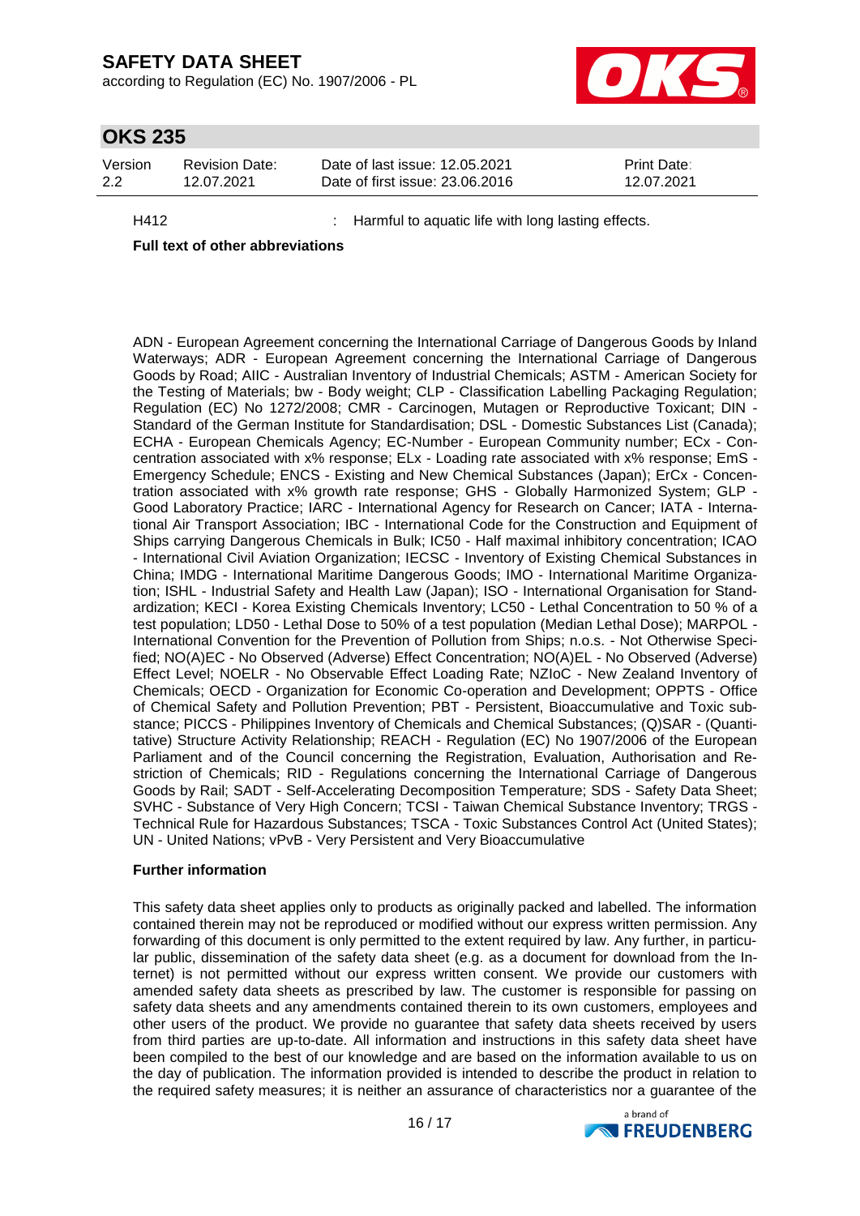H412 : Harmful to aquatic life with long lasting effects.

**Full text of other abbreviations**

ADN - European Agreement concerning the International Carriage of Dangerous Goods by Inland Waterways; ADR - European Agreement concerning the International Carriage of Dangerous Goods by Road; AIIC - Australian Inventory of Industrial Chemicals; ASTM - American Society for the Testing of Materials; bw - Body weight; CLP - Classification Labelling Packaging Regulation; Regulation (EC) No 1272/2008; CMR - Carcinogen, Mutagen or Reproductive Toxicant; DIN - Standard of the German Institute for Standardisation; DSL - Domestic Substances List (Canada); ECHA - European Chemicals Agency; EC-Number - European Community number; ECx - Concentration associated with x% response; ELx - Loading rate associated with x% response; EmS - Emergency Schedule; ENCS - Existing and New Chemical Substances (Japan); ErCx - Concentration associated with x% growth rate response; GHS - Globally Harmonized System; GLP - Good Laboratory Practice; IARC - International Agency for Research on Cancer; IATA - International Air Transport Association; IBC - International Code for the Construction and Equipment of Ships carrying Dangerous Chemicals in Bulk; IC50 - Half maximal inhibitory concentration; ICAO - International Civil Aviation Organization; IECSC - Inventory of Existing Chemical Substances in China; IMDG - International Maritime Dangerous Goods; IMO - International Maritime Organization; ISHL - Industrial Safety and Health Law (Japan); ISO - International Organisation for Standardization; KECI - Korea Existing Chemicals Inventory; LC50 - Lethal Concentration to 50 % of a test population; LD50 - Lethal Dose to 50% of a test population (Median Lethal Dose); MARPOL - International Convention for the Prevention of Pollution from Ships; n.o.s. - Not Otherwise Specified; NO(A)EC - No Observed (Adverse) Effect Concentration; NO(A)EL - No Observed (Adverse) Effect Level; NOELR - No Observable Effect Loading Rate; NZIoC - New Zealand Inventory of Chemicals; OECD - Organization for Economic Co-operation and Development; OPPTS - Office of Chemical Safety and Pollution Prevention; PBT - Persistent, Bioaccumulative and Toxic substance; PICCS - Philippines Inventory of Chemicals and Chemical Substances; (Q)SAR - (Quantitative) Structure Activity Relationship; REACH - Regulation (EC) No 1907/2006 of the European Parliament and of the Council concerning the Registration, Evaluation, Authorisation and Restriction of Chemicals; RID - Regulations concerning the International Carriage of Dangerous Goods by Rail; SADT - Self-Accelerating Decomposition Temperature; SDS - Safety Data Sheet; SVHC - Substance of Very High Concern; TCSI - Taiwan Chemical Substance Inventory; TRGS - Technical Rule for Hazardous Substances; TSCA - Toxic Substances Control Act (United States); UN - United Nations; vPvB - Very Persistent and Very Bioaccumulative

**Further information**

This safety data sheet applies only to products as originally packed and labelled. The information contained therein may not be reproduced or modified without our express written permission. Any forwarding of this document is only permitted to the extent required by law. Any further, in particular public, dissemination of the safety data sheet (e.g. as a document for download from the Internet) is not permitted without our express written consent. We provide our customers with amended safety data sheets as prescribed by law. The customer is responsible for passing on safety data sheets and any amendments contained therein to its own customers, employees and other users of the product. We provide no guarantee that safety data sheets received by users from third parties are up-to-date. All information and instructions in this safety data sheet have been compiled to the best of our knowledge and are based on the information available to us on the day of publication. The information provided is intended to describe the product in relation to the required safety measures; it is neither an assurance of characteristics nor a guarantee of the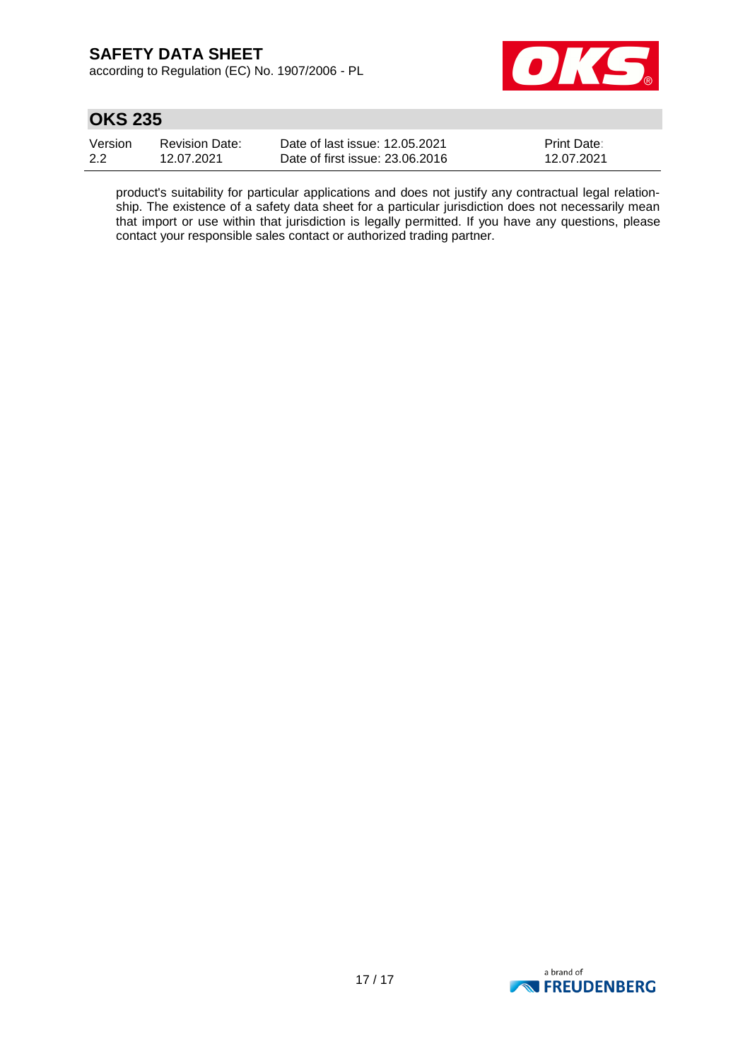product's suitability for particular applications and does not justify any contractual legal relationship. The existence of a safety data sheet for a particular jurisdiction does not necessarily mean that import or use within that jurisdiction is legally permitted. If you have any questions, please contact your responsible sales contact or authorized trading partner.